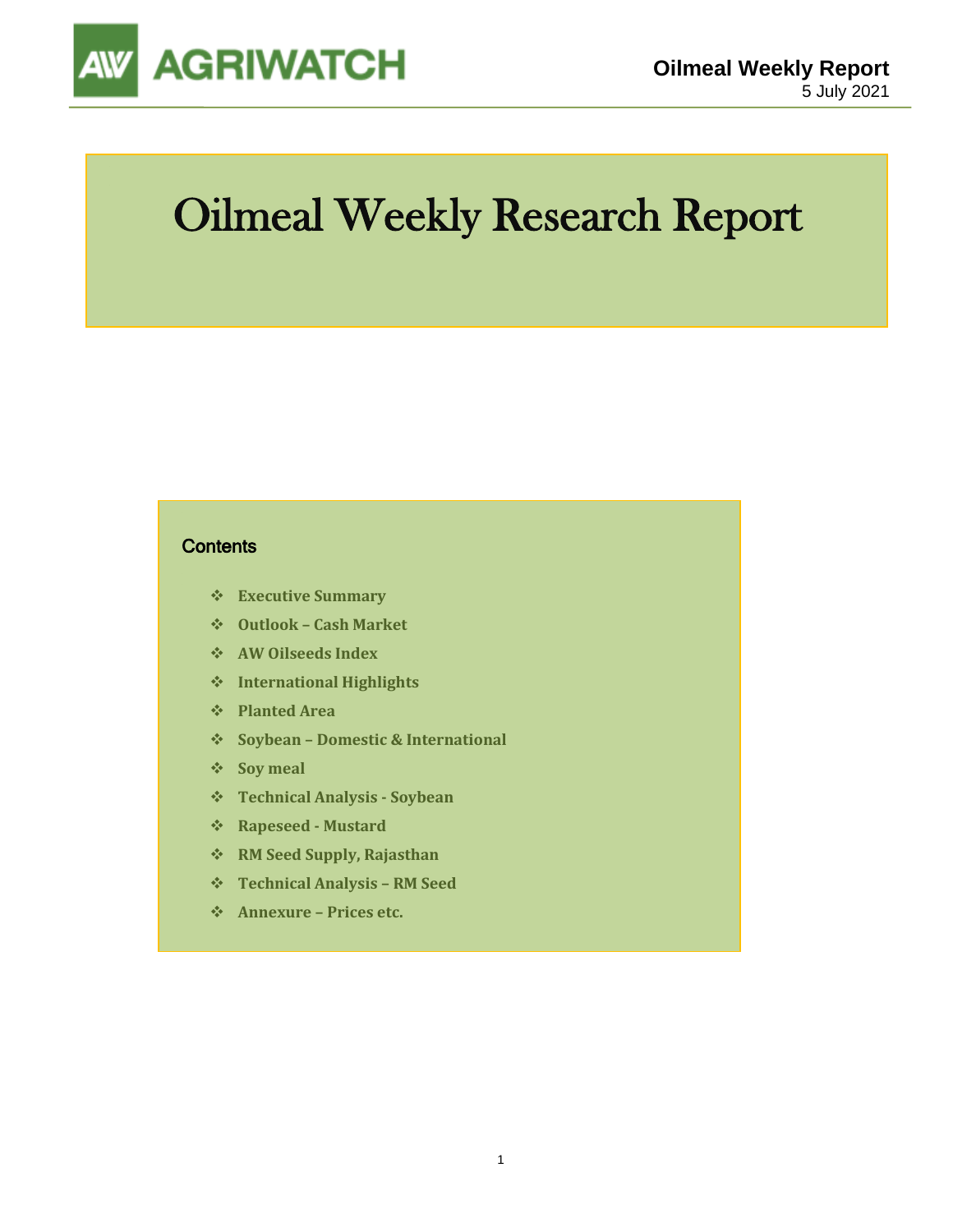# Oilmeal Weekly Research Report

## Contents

- Executive Summary
- Outlook – Cash Market
- AW Oilseeds Index
- International Highlights
- Planted Area
- Soybean – Domestic & International
- Soy meal
- Technical Analysis - Soybean
- Rapeseed - Mustard
- RM Seed Supply, Rajasthan
- Technical Analysis – RM Seed
- Annexure – Prices etc.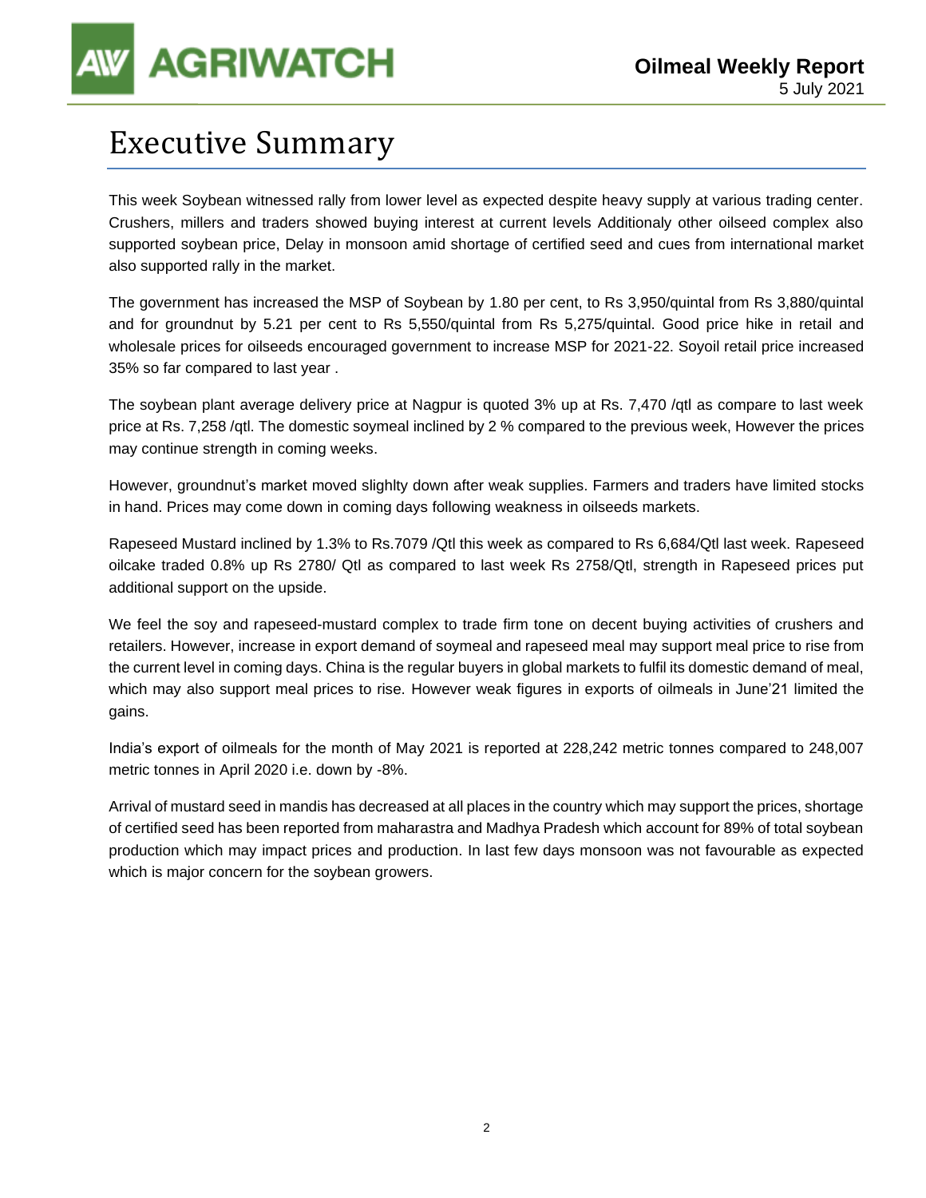# Executive Summary

This week Soybean witnessed rally from lower level as expected despite heavy supply at various trading center. Crushers, millers and traders showed buying interest at current levels Additionaly other oilseed complex also supported soybean price, Delay in monsoon amid shortage of certified seed and cues from international market also supported rally in the market.

The government has increased the MSP of Soybean by 1.80 per cent, to Rs 3,950/quintal from Rs 3,880/quintal and for groundnut by 5.21 per cent to Rs 5,550/quintal from Rs 5,275/quintal. Good price hike in retail and wholesale prices for oilseeds encouraged government to increase MSP for 2021-22. Soyoil retail price increased 35% so far compared to last year .

The soybean plant average delivery price at Nagpur is quoted 3% up at Rs. 7,470 /qtl as compare to last week price at Rs. 7,258 /qtl. The domestic soymeal inclined by 2 % compared to the previous week, However the prices may continue strength in coming weeks.

However, groundnut's market moved slighlty down after weak supplies. Farmers and traders have limited stocks in hand. Prices may come down in coming days following weakness in oilseeds markets.

Rapeseed Mustard inclined by 1.3% to Rs.7079 /Qtl this week as compared to Rs 6,684/Qtl last week. Rapeseed oilcake traded 0.8% up Rs 2780/ Qtl as compared to last week Rs 2758/Qtl, strength in Rapeseed prices put additional support on the upside.

We feel the soy and rapeseed-mustard complex to trade firm tone on decent buying activities of crushers and retailers. However, increase in export demand of soymeal and rapeseed meal may support meal price to rise from the current level in coming days. China is the regular buyers in global markets to fulfil its domestic demand of meal, which may also support meal prices to rise. However weak figures in exports of oilmeals in June'21 limited the gains.

India's export of oilmeals for the month of May 2021 is reported at 228,242 metric tonnes compared to 248,007 metric tonnes in April 2020 i.e. down by -8%.

Arrival of mustard seed in mandis has decreased at all places in the country which may support the prices, shortage of certified seed has been reported from maharastra and Madhya Pradesh which account for 89% of total soybean production which may impact prices and production. In last few days monsoon was not favourable as expected which is major concern for the soybean growers.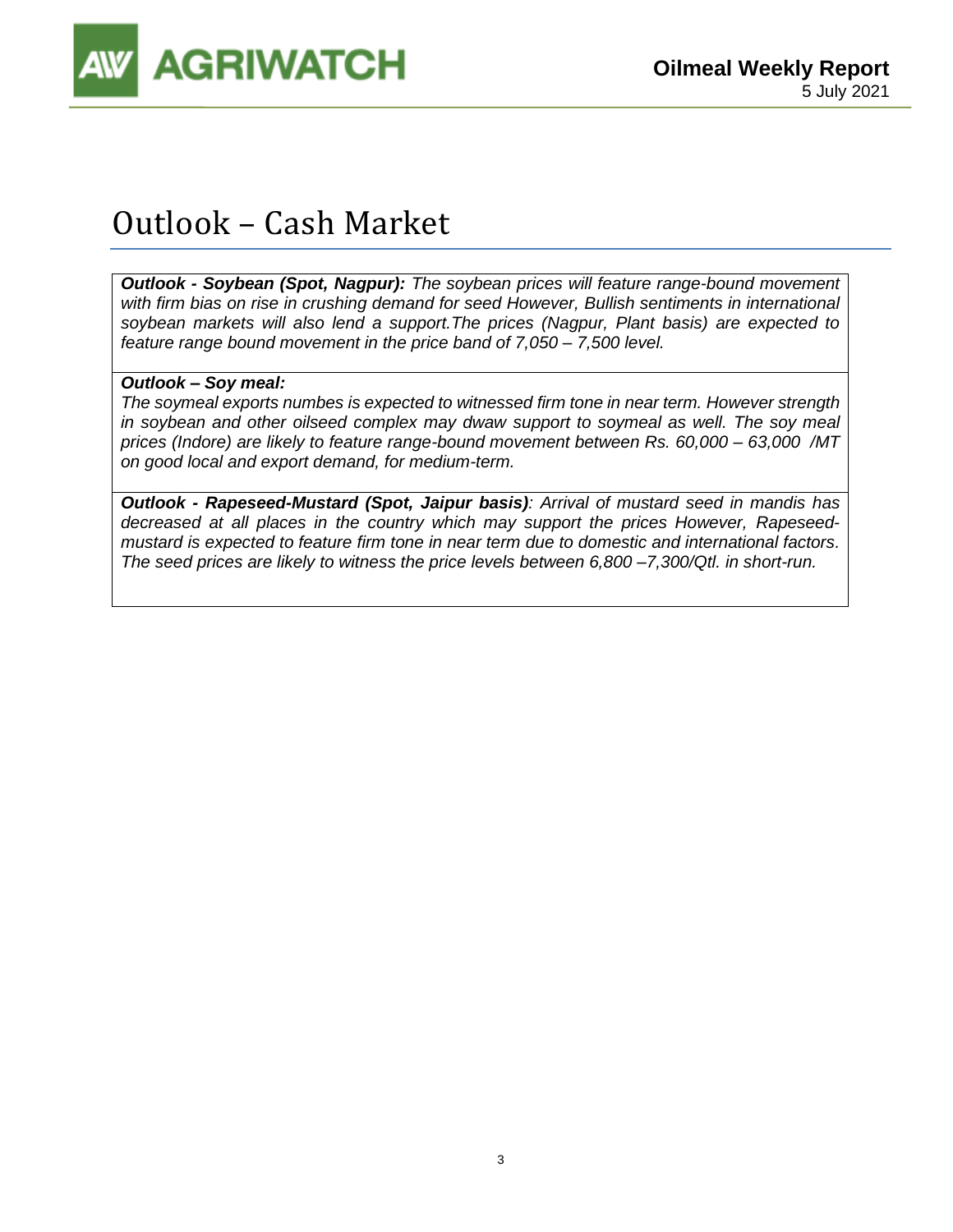# Outlook – Cash Market

***Outlook - Soybean (Spot, Nagpur):*** *The soybean prices will feature range-bound movement with firm bias on rise in crushing demand for seed However, Bullish sentiments in international soybean markets will also lend a support.The prices (Nagpur, Plant basis) are expected to feature range bound movement in the price band of 7,050 – 7,500 level.*

***Outlook – Soy meal:***

*The soymeal exports numbes is expected to witnessed firm tone in near term. However strength in soybean and other oilseed complex may dwaw support to soymeal as well. The soy meal prices (Indore) are likely to feature range-bound movement between Rs. 60,000 – 63,000 /MT on good local and export demand, for medium-term.*

***Outlook - Rapeseed-Mustard (Spot, Jaipur basis)****: Arrival of mustard seed in mandis has decreased at all places in the country which may support the prices However, Rapeseed-mustard is expected to feature firm tone in near term due to domestic and international factors. The seed prices are likely to witness the price levels between 6,800 –7,300/Qtl. in short-run.*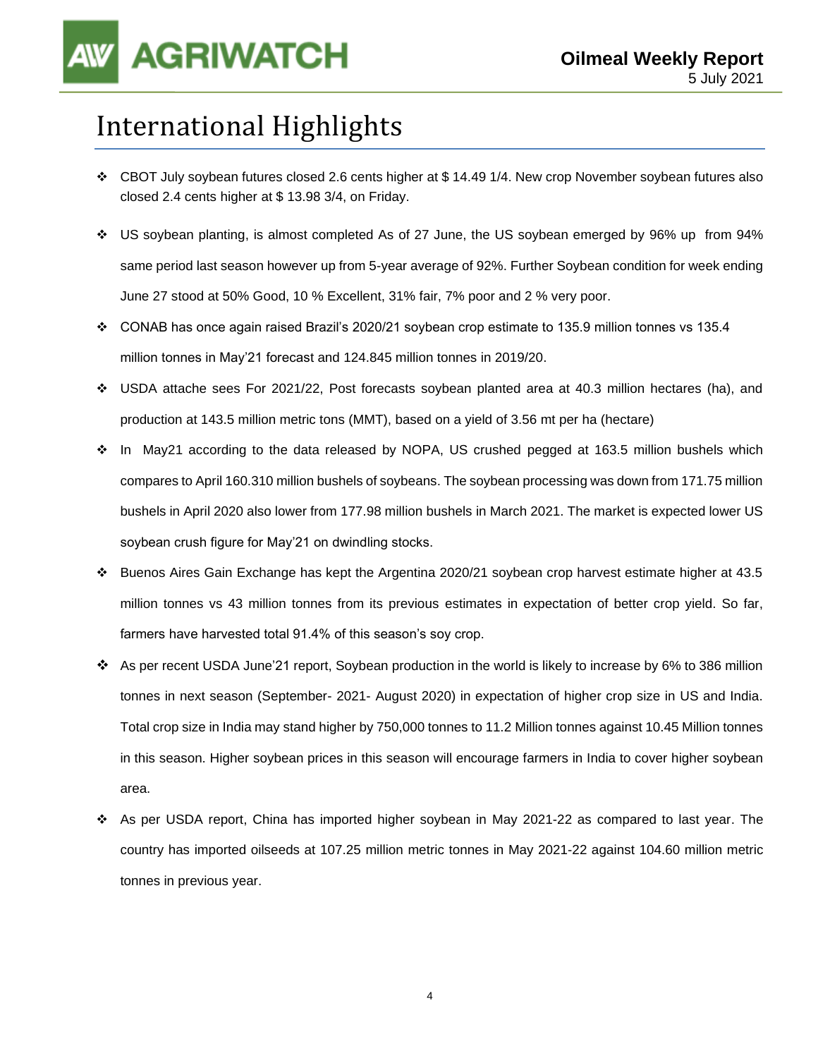# International Highlights

- CBOT July soybean futures closed 2.6 cents higher at $ 14.49 1/4. New crop November soybean futures also closed 2.4 cents higher at $ 13.98 3/4, on Friday.
- US soybean planting, is almost completed As of 27 June, the US soybean emerged by 96% up from 94% same period last season however up from 5-year average of 92%. Further Soybean condition for week ending June 27 stood at 50% Good, 10 % Excellent, 31% fair, 7% poor and 2 % very poor.
- CONAB has once again raised Brazil's 2020/21 soybean crop estimate to 135.9 million tonnes vs 135.4 million tonnes in May'21 forecast and 124.845 million tonnes in 2019/20.
- USDA attache sees For 2021/22, Post forecasts soybean planted area at 40.3 million hectares (ha), and production at 143.5 million metric tons (MMT), based on a yield of 3.56 mt per ha (hectare)
- In May21 according to the data released by NOPA, US crushed pegged at 163.5 million bushels which compares to April 160.310 million bushels of soybeans. The soybean processing was down from 171.75 million bushels in April 2020 also lower from 177.98 million bushels in March 2021. The market is expected lower US soybean crush figure for May'21 on dwindling stocks.
- Buenos Aires Gain Exchange has kept the Argentina 2020/21 soybean crop harvest estimate higher at 43.5 million tonnes vs 43 million tonnes from its previous estimates in expectation of better crop yield. So far, farmers have harvested total 91.4% of this season's soy crop.
- As per recent USDA June'21 report, Soybean production in the world is likely to increase by 6% to 386 million tonnes in next season (September- 2021- August 2020) in expectation of higher crop size in US and India. Total crop size in India may stand higher by 750,000 tonnes to 11.2 Million tonnes against 10.45 Million tonnes in this season. Higher soybean prices in this season will encourage farmers in India to cover higher soybean area.
- As per USDA report, China has imported higher soybean in May 2021-22 as compared to last year. The country has imported oilseeds at 107.25 million metric tonnes in May 2021-22 against 104.60 million metric tonnes in previous year.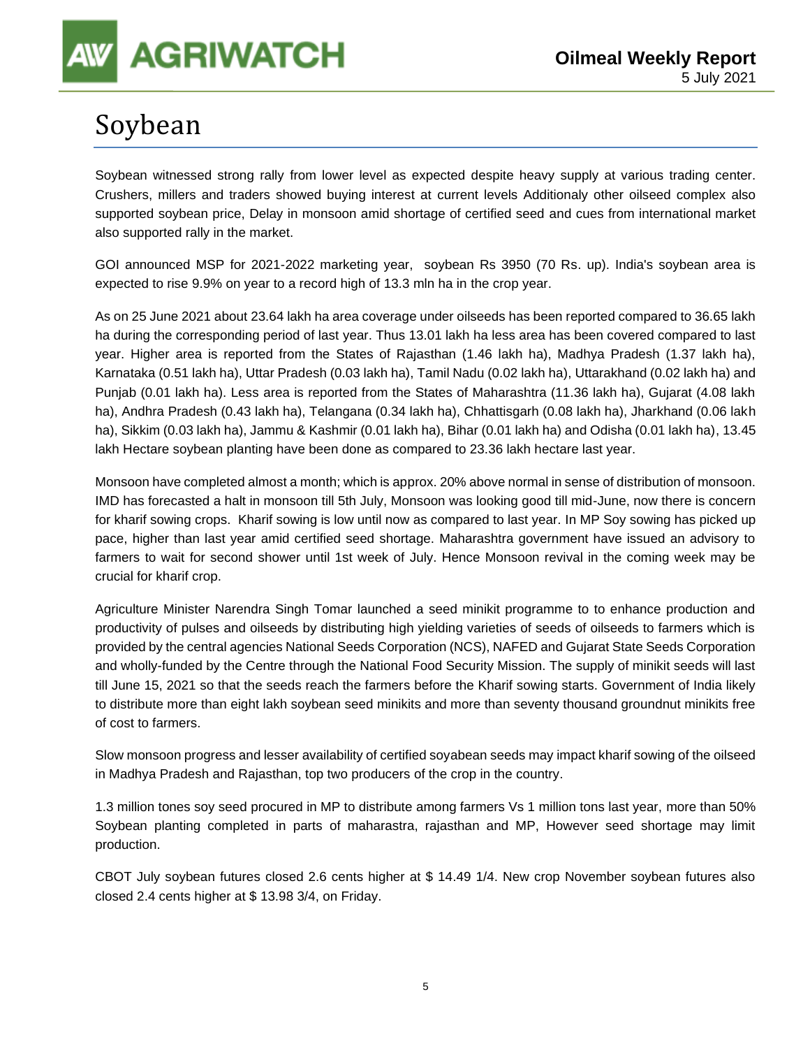# Soybean

Soybean witnessed strong rally from lower level as expected despite heavy supply at various trading center. Crushers, millers and traders showed buying interest at current levels Additionaly other oilseed complex also supported soybean price, Delay in monsoon amid shortage of certified seed and cues from international market also supported rally in the market.

GOI announced MSP for 2021-2022 marketing year, soybean Rs 3950 (70 Rs. up). India's soybean area is expected to rise 9.9% on year to a record high of 13.3 mln ha in the crop year.

As on 25 June 2021 about 23.64 lakh ha area coverage under oilseeds has been reported compared to 36.65 lakh ha during the corresponding period of last year. Thus 13.01 lakh ha less area has been covered compared to last year. Higher area is reported from the States of Rajasthan (1.46 lakh ha), Madhya Pradesh (1.37 lakh ha), Karnataka (0.51 lakh ha), Uttar Pradesh (0.03 lakh ha), Tamil Nadu (0.02 lakh ha), Uttarakhand (0.02 lakh ha) and Punjab (0.01 lakh ha). Less area is reported from the States of Maharashtra (11.36 lakh ha), Gujarat (4.08 lakh ha), Andhra Pradesh (0.43 lakh ha), Telangana (0.34 lakh ha), Chhattisgarh (0.08 lakh ha), Jharkhand (0.06 lakh ha), Sikkim (0.03 lakh ha), Jammu & Kashmir (0.01 lakh ha), Bihar (0.01 lakh ha) and Odisha (0.01 lakh ha), 13.45 lakh Hectare soybean planting have been done as compared to 23.36 lakh hectare last year.

Monsoon have completed almost a month; which is approx. 20% above normal in sense of distribution of monsoon. IMD has forecasted a halt in monsoon till 5th July, Monsoon was looking good till mid-June, now there is concern for kharif sowing crops. Kharif sowing is low until now as compared to last year. In MP Soy sowing has picked up pace, higher than last year amid certified seed shortage. Maharashtra government have issued an advisory to farmers to wait for second shower until 1st week of July. Hence Monsoon revival in the coming week may be crucial for kharif crop.

Agriculture Minister Narendra Singh Tomar launched a seed minikit programme to to enhance production and productivity of pulses and oilseeds by distributing high yielding varieties of seeds of oilseeds to farmers which is provided by the central agencies National Seeds Corporation (NCS), NAFED and Gujarat State Seeds Corporation and wholly-funded by the Centre through the National Food Security Mission. The supply of minikit seeds will last till June 15, 2021 so that the seeds reach the farmers before the Kharif sowing starts. Government of India likely to distribute more than eight lakh soybean seed minikits and more than seventy thousand groundnut minikits free of cost to farmers.

Slow monsoon progress and lesser availability of certified soyabean seeds may impact kharif sowing of the oilseed in Madhya Pradesh and Rajasthan, top two producers of the crop in the country.

1.3 million tones soy seed procured in MP to distribute among farmers Vs 1 million tons last year, more than 50% Soybean planting completed in parts of maharastra, rajasthan and MP, However seed shortage may limit production.

CBOT July soybean futures closed 2.6 cents higher at $ 14.49 1/4. New crop November soybean futures also closed 2.4 cents higher at $ 13.98 3/4, on Friday.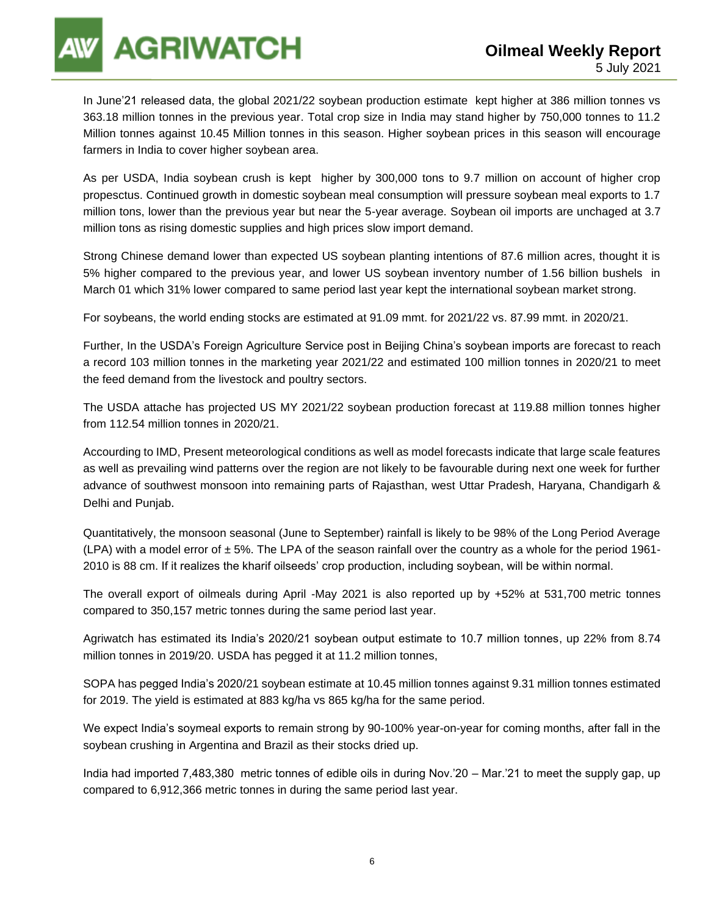In June'21 released data, the global 2021/22 soybean production estimate kept higher at 386 million tonnes vs 363.18 million tonnes in the previous year. Total crop size in India may stand higher by 750,000 tonnes to 11.2 Million tonnes against 10.45 Million tonnes in this season. Higher soybean prices in this season will encourage farmers in India to cover higher soybean area.

As per USDA, India soybean crush is kept higher by 300,000 tons to 9.7 million on account of higher crop propesctus. Continued growth in domestic soybean meal consumption will pressure soybean meal exports to 1.7 million tons, lower than the previous year but near the 5-year average. Soybean oil imports are unchaged at 3.7 million tons as rising domestic supplies and high prices slow import demand.

Strong Chinese demand lower than expected US soybean planting intentions of 87.6 million acres, thought it is 5% higher compared to the previous year, and lower US soybean inventory number of 1.56 billion bushels in March 01 which 31% lower compared to same period last year kept the international soybean market strong.

For soybeans, the world ending stocks are estimated at 91.09 mmt. for 2021/22 vs. 87.99 mmt. in 2020/21.

Further, In the USDA's Foreign Agriculture Service post in Beijing China's soybean imports are forecast to reach a record 103 million tonnes in the marketing year 2021/22 and estimated 100 million tonnes in 2020/21 to meet the feed demand from the livestock and poultry sectors.

The USDA attache has projected US MY 2021/22 soybean production forecast at 119.88 million tonnes higher from 112.54 million tonnes in 2020/21.

Accourding to IMD, Present meteorological conditions as well as model forecasts indicate that large scale features as well as prevailing wind patterns over the region are not likely to be favourable during next one week for further advance of southwest monsoon into remaining parts of Rajasthan, west Uttar Pradesh, Haryana, Chandigarh & Delhi and Punjab.

Quantitatively, the monsoon seasonal (June to September) rainfall is likely to be 98% of the Long Period Average (LPA) with a model error of ± 5%. The LPA of the season rainfall over the country as a whole for the period 1961-2010 is 88 cm. If it realizes the kharif oilseeds' crop production, including soybean, will be within normal.

The overall export of oilmeals during April -May 2021 is also reported up by +52% at 531,700 metric tonnes compared to 350,157 metric tonnes during the same period last year.

Agriwatch has estimated its India's 2020/21 soybean output estimate to 10.7 million tonnes, up 22% from 8.74 million tonnes in 2019/20. USDA has pegged it at 11.2 million tonnes,

SOPA has pegged India's 2020/21 soybean estimate at 10.45 million tonnes against 9.31 million tonnes estimated for 2019. The yield is estimated at 883 kg/ha vs 865 kg/ha for the same period.

We expect India's soymeal exports to remain strong by 90-100% year-on-year for coming months, after fall in the soybean crushing in Argentina and Brazil as their stocks dried up.

India had imported 7,483,380 metric tonnes of edible oils in during Nov.'20 – Mar.'21 to meet the supply gap, up compared to 6,912,366 metric tonnes in during the same period last year.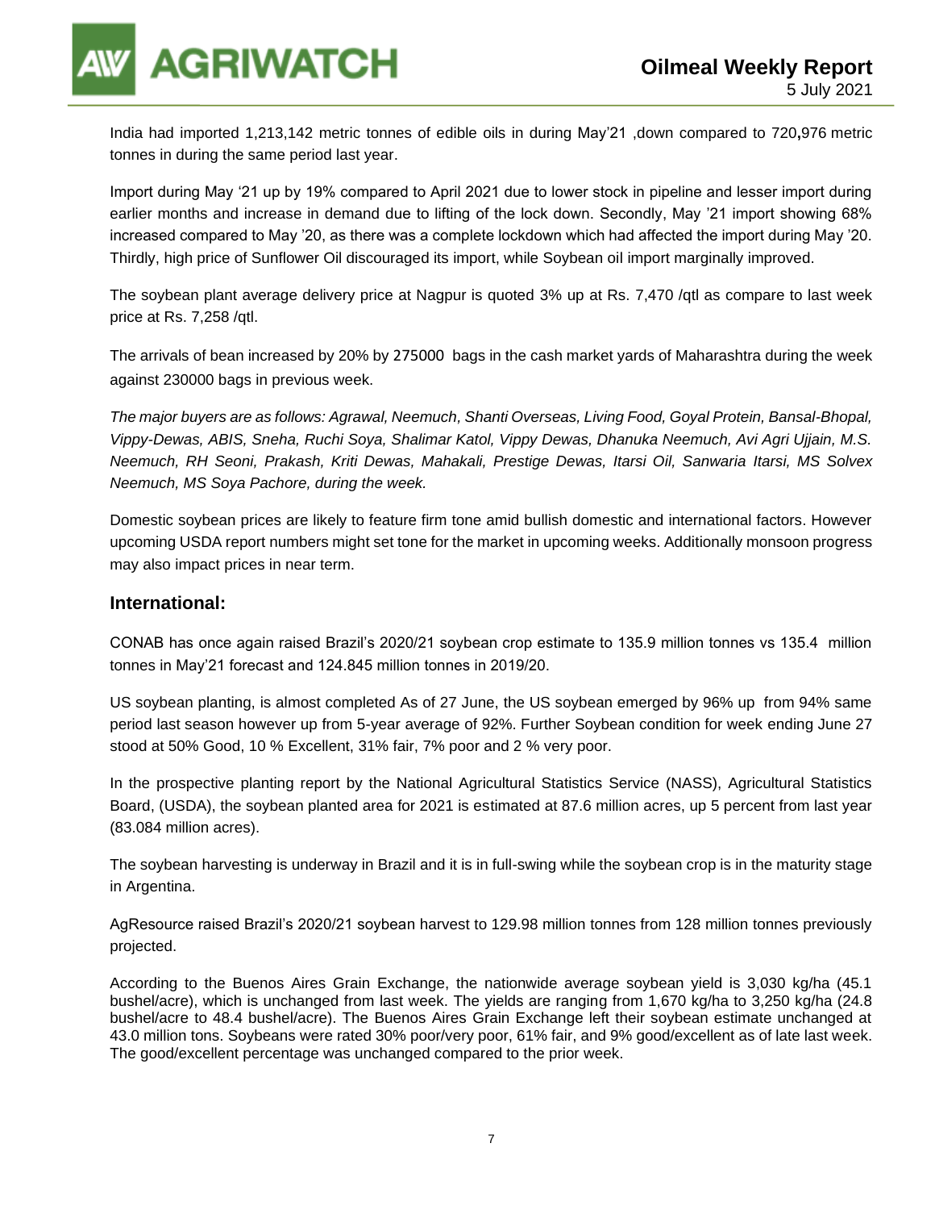India had imported 1,213,142 metric tonnes of edible oils in during May'21 ,down compared to 720**,**976 metric tonnes in during the same period last year.

Import during May '21 up by 19% compared to April 2021 due to lower stock in pipeline and lesser import during earlier months and increase in demand due to lifting of the lock down. Secondly, May '21 import showing 68% increased compared to May '20, as there was a complete lockdown which had affected the import during May '20. Thirdly, high price of Sunflower Oil discouraged its import, while Soybean oil import marginally improved.

The soybean plant average delivery price at Nagpur is quoted 3% up at Rs. 7,470 /qtl as compare to last week price at Rs. 7,258 /qtl.

The arrivals of bean increased by 20% by 275000 bags in the cash market yards of Maharashtra during the week against 230000 bags in previous week.

*The major buyers are as follows: Agrawal, Neemuch, Shanti Overseas, Living Food, Goyal Protein, Bansal-Bhopal, Vippy-Dewas, ABIS, Sneha, Ruchi Soya, Shalimar Katol, Vippy Dewas, Dhanuka Neemuch, Avi Agri Ujjain, M.S. Neemuch, RH Seoni, Prakash, Kriti Dewas, Mahakali, Prestige Dewas, Itarsi Oil, Sanwaria Itarsi, MS Solvex Neemuch, MS Soya Pachore, during the week.*

Domestic soybean prices are likely to feature firm tone amid bullish domestic and international factors. However upcoming USDA report numbers might set tone for the market in upcoming weeks. Additionally monsoon progress may also impact prices in near term.

## International:

CONAB has once again raised Brazil's 2020/21 soybean crop estimate to 135.9 million tonnes vs 135.4 million tonnes in May'21 forecast and 124.845 million tonnes in 2019/20.

US soybean planting, is almost completed As of 27 June, the US soybean emerged by 96% up from 94% same period last season however up from 5-year average of 92%. Further Soybean condition for week ending June 27 stood at 50% Good, 10 % Excellent, 31% fair, 7% poor and 2 % very poor.

In the prospective planting report by the National Agricultural Statistics Service (NASS), Agricultural Statistics Board, (USDA), the soybean planted area for 2021 is estimated at 87.6 million acres, up 5 percent from last year (83.084 million acres).

The soybean harvesting is underway in Brazil and it is in full-swing while the soybean crop is in the maturity stage in Argentina.

AgResource raised Brazil's 2020/21 soybean harvest to 129.98 million tonnes from 128 million tonnes previously projected.

According to the Buenos Aires Grain Exchange, the nationwide average soybean yield is 3,030 kg/ha (45.1 bushel/acre), which is unchanged from last week. The yields are ranging from 1,670 kg/ha to 3,250 kg/ha (24.8 bushel/acre to 48.4 bushel/acre). The Buenos Aires Grain Exchange left their soybean estimate unchanged at 43.0 million tons. Soybeans were rated 30% poor/very poor, 61% fair, and 9% good/excellent as of late last week. The good/excellent percentage was unchanged compared to the prior week.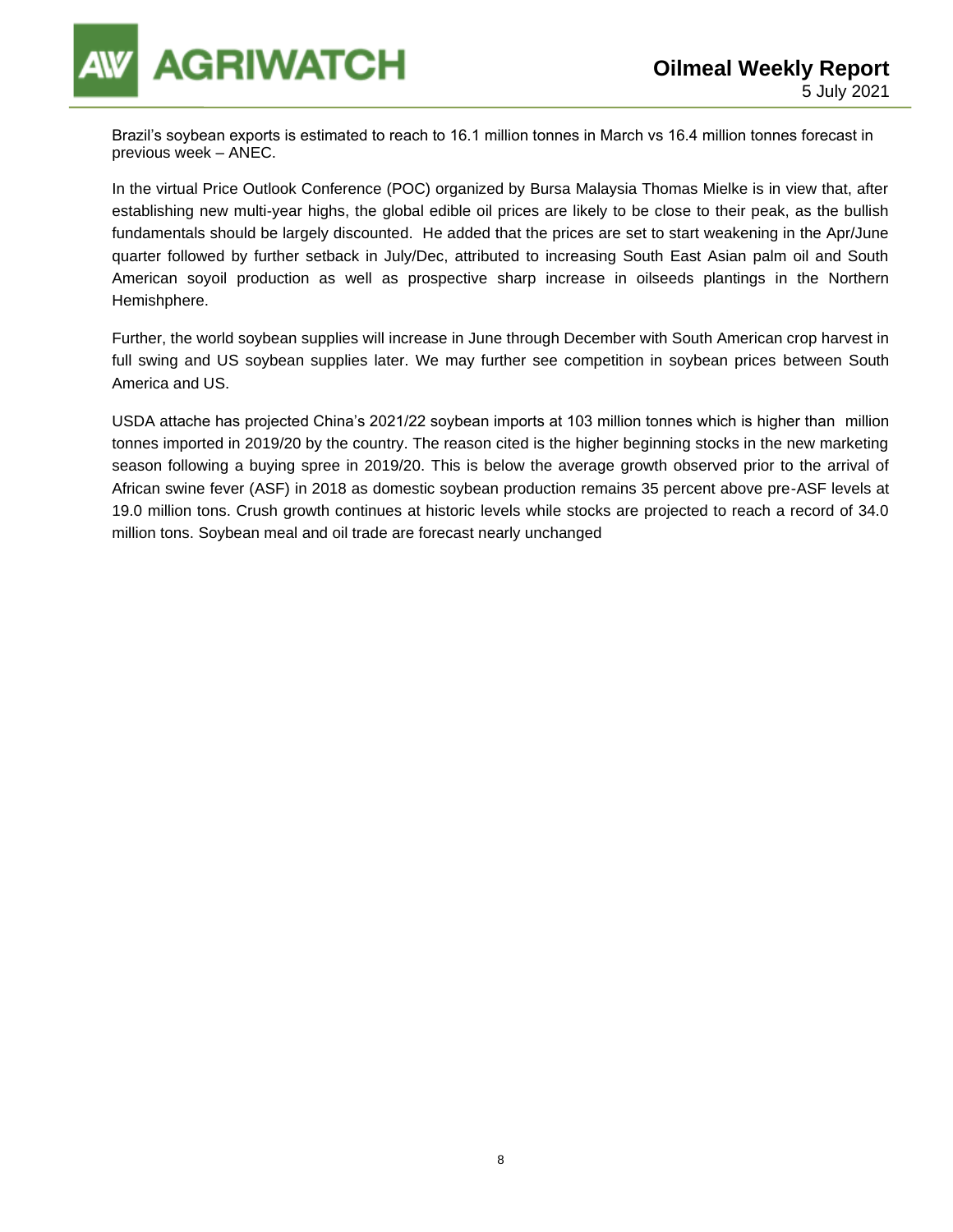Brazil's soybean exports is estimated to reach to 16.1 million tonnes in March vs 16.4 million tonnes forecast in previous week – ANEC.

In the virtual Price Outlook Conference (POC) organized by Bursa Malaysia Thomas Mielke is in view that, after establishing new multi-year highs, the global edible oil prices are likely to be close to their peak, as the bullish fundamentals should be largely discounted. He added that the prices are set to start weakening in the Apr/June quarter followed by further setback in July/Dec, attributed to increasing South East Asian palm oil and South American soyoil production as well as prospective sharp increase in oilseeds plantings in the Northern Hemishphere.

Further, the world soybean supplies will increase in June through December with South American crop harvest in full swing and US soybean supplies later. We may further see competition in soybean prices between South America and US.

USDA attache has projected China's 2021/22 soybean imports at 103 million tonnes which is higher than million tonnes imported in 2019/20 by the country. The reason cited is the higher beginning stocks in the new marketing season following a buying spree in 2019/20. This is below the average growth observed prior to the arrival of African swine fever (ASF) in 2018 as domestic soybean production remains 35 percent above pre-ASF levels at 19.0 million tons. Crush growth continues at historic levels while stocks are projected to reach a record of 34.0 million tons. Soybean meal and oil trade are forecast nearly unchanged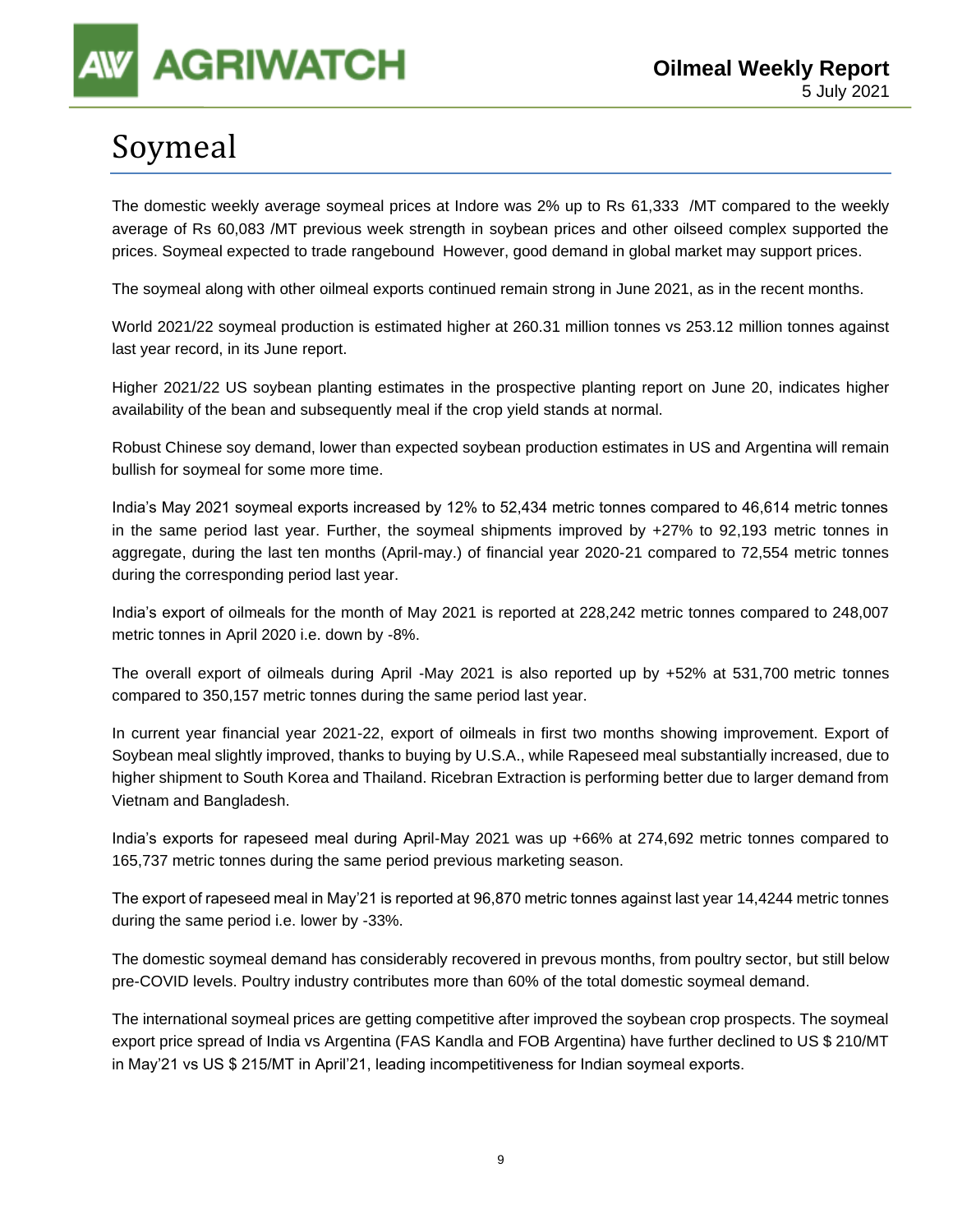// Page 9 of 22 — Soymeal
# Soymeal

The domestic weekly average soymeal prices at Indore was 2% up to Rs 61,333 /MT compared to the weekly average of Rs 60,083 /MT previous week strength in soybean prices and other oilseed complex supported the prices. Soymeal expected to trade rangebound However, good demand in global market may support prices.

The soymeal along with other oilmeal exports continued remain strong in June 2021, as in the recent months.

World 2021/22 soymeal production is estimated higher at 260.31 million tonnes vs 253.12 million tonnes against last year record, in its June report.

Higher 2021/22 US soybean planting estimates in the prospective planting report on June 20, indicates higher availability of the bean and subsequently meal if the crop yield stands at normal.

Robust Chinese soy demand, lower than expected soybean production estimates in US and Argentina will remain bullish for soymeal for some more time.

India's May 2021 soymeal exports increased by 12% to 52,434 metric tonnes compared to 46,614 metric tonnes in the same period last year. Further, the soymeal shipments improved by +27% to 92,193 metric tonnes in aggregate, during the last ten months (April-may.) of financial year 2020-21 compared to 72,554 metric tonnes during the corresponding period last year.

India's export of oilmeals for the month of May 2021 is reported at 228,242 metric tonnes compared to 248,007 metric tonnes in April 2020 i.e. down by -8%.

The overall export of oilmeals during April -May 2021 is also reported up by +52% at 531,700 metric tonnes compared to 350,157 metric tonnes during the same period last year.

In current year financial year 2021-22, export of oilmeals in first two months showing improvement. Export of Soybean meal slightly improved, thanks to buying by U.S.A., while Rapeseed meal substantially increased, due to higher shipment to South Korea and Thailand. Ricebran Extraction is performing better due to larger demand from Vietnam and Bangladesh.

India's exports for rapeseed meal during April-May 2021 was up +66% at 274,692 metric tonnes compared to 165,737 metric tonnes during the same period previous marketing season.

The export of rapeseed meal in May'21 is reported at 96,870 metric tonnes against last year 14,4244 metric tonnes during the same period i.e. lower by -33%.

The domestic soymeal demand has considerably recovered in prevous months, from poultry sector, but still below pre-COVID levels. Poultry industry contributes more than 60% of the total domestic soymeal demand.

The international soymeal prices are getting competitive after improved the soybean crop prospects. The soymeal export price spread of India vs Argentina (FAS Kandla and FOB Argentina) have further declined to US $ 210/MT in May'21 vs US $ 215/MT in April'21, leading incompetitiveness for Indian soymeal exports.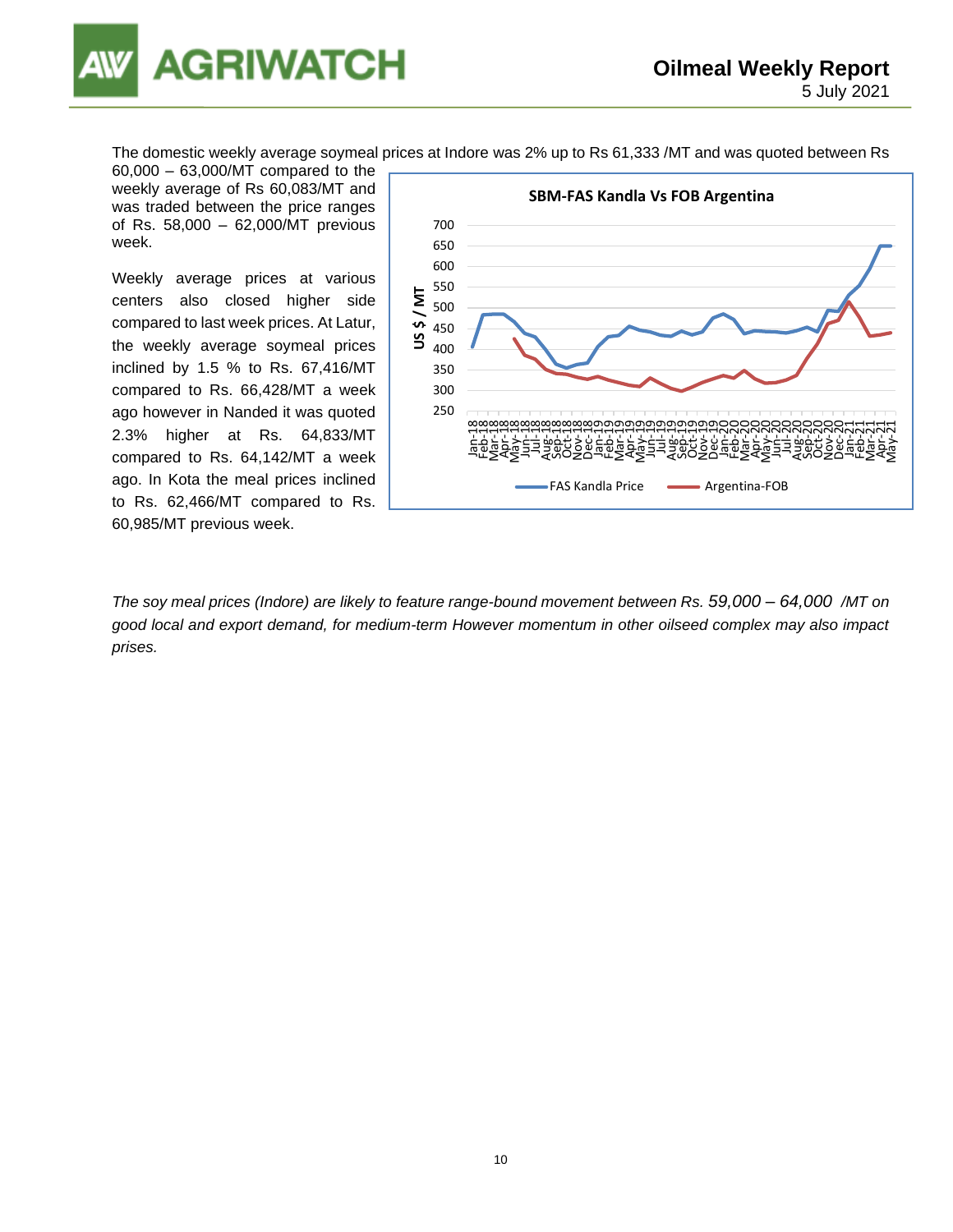The domestic weekly average soymeal prices at Indore was 2% up to Rs 61,333 /MT and was quoted between Rs 60,000 – 63,000/MT compared to the weekly average of Rs 60,083/MT and was traded between the price ranges of Rs. 58,000 – 62,000/MT previous week.

Weekly average prices at various centers also closed higher side compared to last week prices. At Latur, the weekly average soymeal prices inclined by 1.5 % to Rs. 67,416/MT compared to Rs. 66,428/MT a week ago however in Nanded it was quoted 2.3% higher at Rs. 64,833/MT compared to Rs. 64,142/MT a week ago. In Kota the meal prices inclined to Rs. 62,466/MT compared to Rs. 60,985/MT previous week.

**SBM-FAS Kandla Vs FOB Argentina**

*The soy meal prices (Indore) are likely to feature range-bound movement between Rs. 59,000 – 64,000 /MT on good local and export demand, for medium-term However momentum in other oilseed complex may also impact prises.*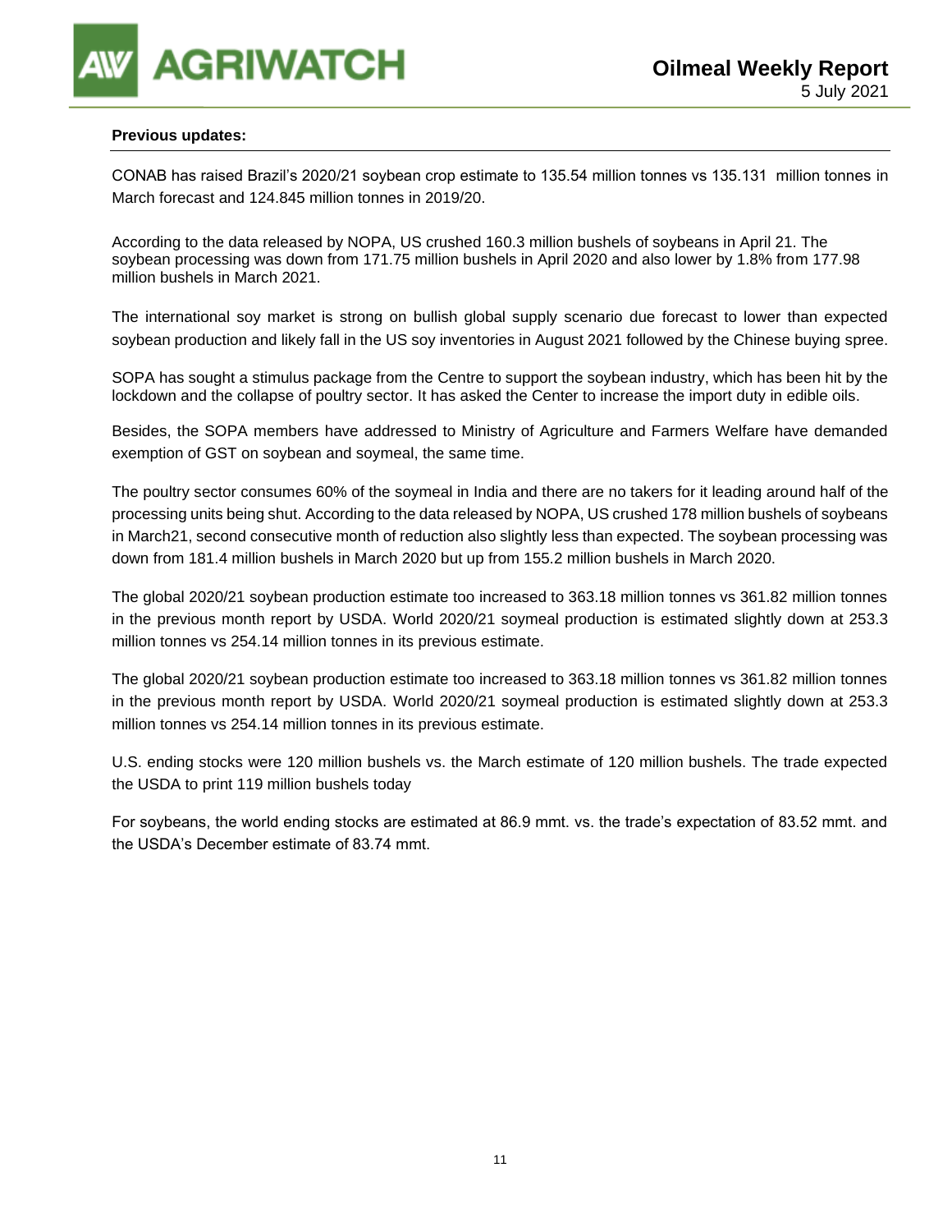**Previous updates:**

CONAB has raised Brazil's 2020/21 soybean crop estimate to 135.54 million tonnes vs 135.131 million tonnes in March forecast and 124.845 million tonnes in 2019/20.

According to the data released by NOPA, US crushed 160.3 million bushels of soybeans in April 21. The soybean processing was down from 171.75 million bushels in April 2020 and also lower by 1.8% from 177.98 million bushels in March 2021.

The international soy market is strong on bullish global supply scenario due forecast to lower than expected soybean production and likely fall in the US soy inventories in August 2021 followed by the Chinese buying spree.

SOPA has sought a stimulus package from the Centre to support the soybean industry, which has been hit by the lockdown and the collapse of poultry sector. It has asked the Center to increase the import duty in edible oils.

Besides, the SOPA members have addressed to Ministry of Agriculture and Farmers Welfare have demanded exemption of GST on soybean and soymeal, the same time.

The poultry sector consumes 60% of the soymeal in India and there are no takers for it leading around half of the processing units being shut. According to the data released by NOPA, US crushed 178 million bushels of soybeans in March21, second consecutive month of reduction also slightly less than expected. The soybean processing was down from 181.4 million bushels in March 2020 but up from 155.2 million bushels in March 2020.

The global 2020/21 soybean production estimate too increased to 363.18 million tonnes vs 361.82 million tonnes in the previous month report by USDA. World 2020/21 soymeal production is estimated slightly down at 253.3 million tonnes vs 254.14 million tonnes in its previous estimate.

The global 2020/21 soybean production estimate too increased to 363.18 million tonnes vs 361.82 million tonnes in the previous month report by USDA. World 2020/21 soymeal production is estimated slightly down at 253.3 million tonnes vs 254.14 million tonnes in its previous estimate.

U.S. ending stocks were 120 million bushels vs. the March estimate of 120 million bushels. The trade expected the USDA to print 119 million bushels today

For soybeans, the world ending stocks are estimated at 86.9 mmt. vs. the trade's expectation of 83.52 mmt. and the USDA's December estimate of 83.74 mmt.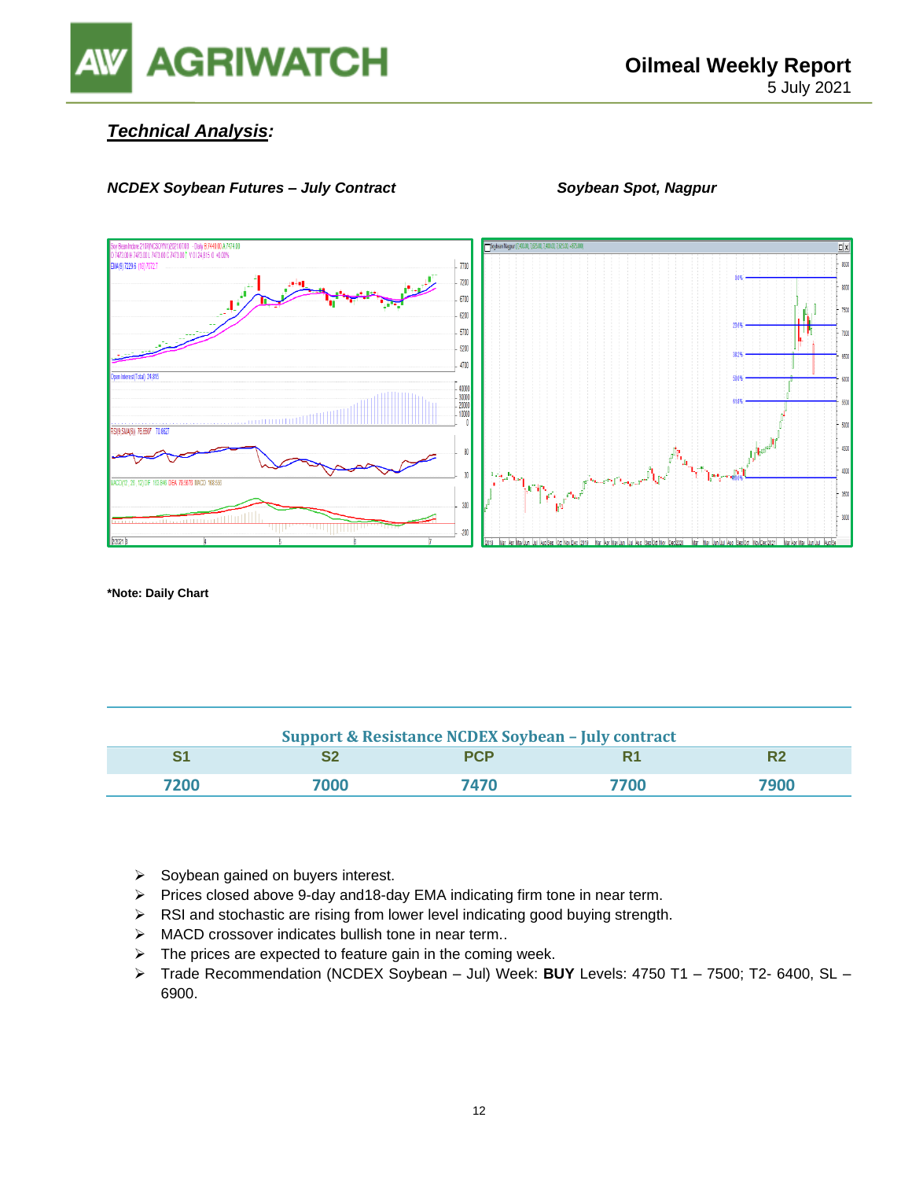## *Technical Analysis:*

***NCDEX Soybean Futures – July Contract*** 

***Soybean Spot, Nagpur***

**\*Note: Daily Chart**

| Support & Resistance NCDEX Soybean – July contract | | | | |
|---|---|---|---|---|
| S1 | S2 | PCP | R1 | R2 |
| 7200 | 7000 | 7470 | 7700 | 7900 |

- Soybean gained on buyers interest.
- Prices closed above 9-day and18-day EMA indicating firm tone in near term.
- RSI and stochastic are rising from lower level indicating good buying strength.
- MACD crossover indicates bullish tone in near term..
- The prices are expected to feature gain in the coming week.
- Trade Recommendation (NCDEX Soybean – Jul) Week: **BUY** Levels: 4750 T1 – 7500; T2- 6400, SL – 6900.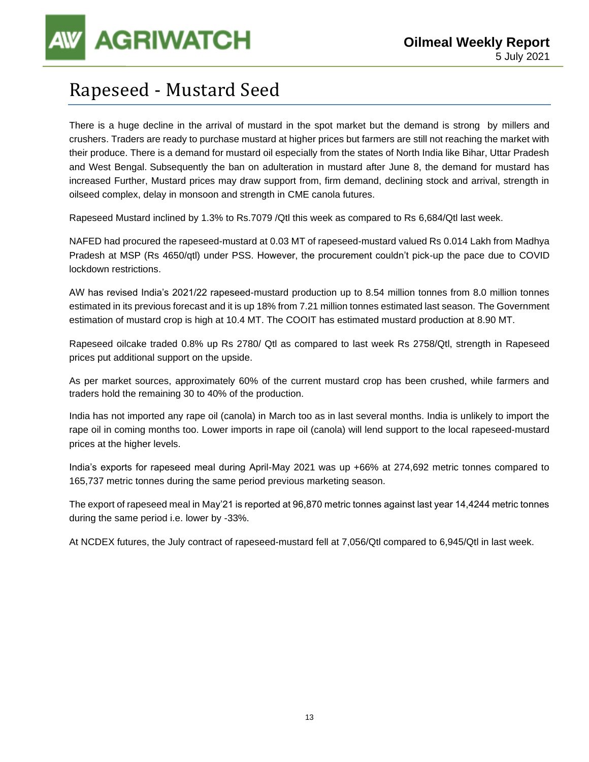# Rapeseed - Mustard Seed

There is a huge decline in the arrival of mustard in the spot market but the demand is strong by millers and crushers. Traders are ready to purchase mustard at higher prices but farmers are still not reaching the market with their produce. There is a demand for mustard oil especially from the states of North India like Bihar, Uttar Pradesh and West Bengal. Subsequently the ban on adulteration in mustard after June 8, the demand for mustard has increased Further, Mustard prices may draw support from, firm demand, declining stock and arrival, strength in oilseed complex, delay in monsoon and strength in CME canola futures.

Rapeseed Mustard inclined by 1.3% to Rs.7079 /Qtl this week as compared to Rs 6,684/Qtl last week.

NAFED had procured the rapeseed-mustard at 0.03 MT of rapeseed-mustard valued Rs 0.014 Lakh from Madhya Pradesh at MSP (Rs 4650/qtl) under PSS. However, the procurement couldn't pick-up the pace due to COVID lockdown restrictions.

AW has revised India's 2021/22 rapeseed-mustard production up to 8.54 million tonnes from 8.0 million tonnes estimated in its previous forecast and it is up 18% from 7.21 million tonnes estimated last season. The Government estimation of mustard crop is high at 10.4 MT. The COOIT has estimated mustard production at 8.90 MT.

Rapeseed oilcake traded 0.8% up Rs 2780/ Qtl as compared to last week Rs 2758/Qtl, strength in Rapeseed prices put additional support on the upside.

As per market sources, approximately 60% of the current mustard crop has been crushed, while farmers and traders hold the remaining 30 to 40% of the production.

India has not imported any rape oil (canola) in March too as in last several months. India is unlikely to import the rape oil in coming months too. Lower imports in rape oil (canola) will lend support to the local rapeseed-mustard prices at the higher levels.

India's exports for rapeseed meal during April-May 2021 was up +66% at 274,692 metric tonnes compared to 165,737 metric tonnes during the same period previous marketing season.

The export of rapeseed meal in May'21 is reported at 96,870 metric tonnes against last year 14,4244 metric tonnes during the same period i.e. lower by -33%.

At NCDEX futures, the July contract of rapeseed-mustard fell at 7,056/Qtl compared to 6,945/Qtl in last week.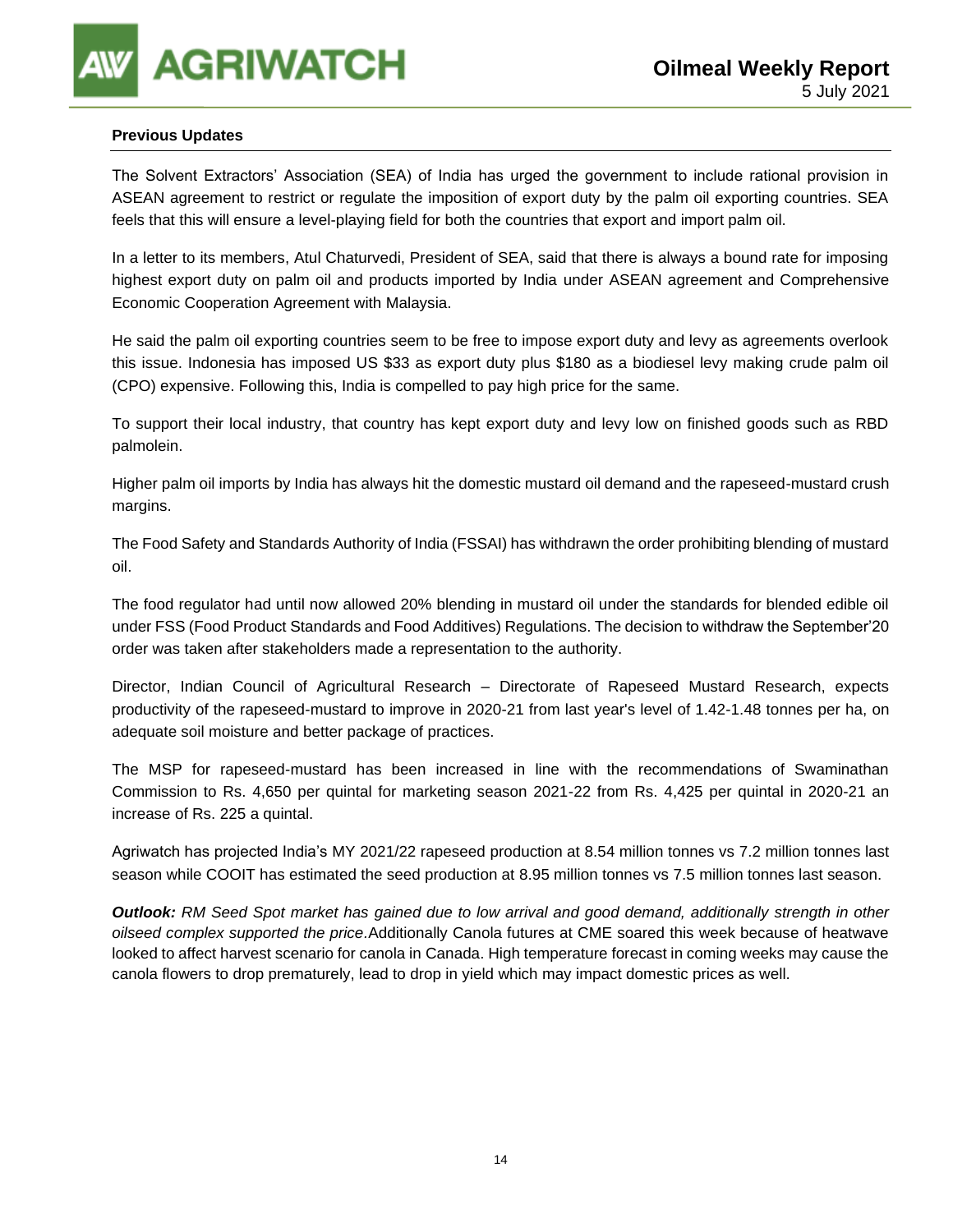### Previous Updates

The Solvent Extractors' Association (SEA) of India has urged the government to include rational provision in ASEAN agreement to restrict or regulate the imposition of export duty by the palm oil exporting countries. SEA feels that this will ensure a level-playing field for both the countries that export and import palm oil.

In a letter to its members, Atul Chaturvedi, President of SEA, said that there is always a bound rate for imposing highest export duty on palm oil and products imported by India under ASEAN agreement and Comprehensive Economic Cooperation Agreement with Malaysia.

He said the palm oil exporting countries seem to be free to impose export duty and levy as agreements overlook this issue. Indonesia has imposed US $33 as export duty plus $180 as a biodiesel levy making crude palm oil (CPO) expensive. Following this, India is compelled to pay high price for the same.

To support their local industry, that country has kept export duty and levy low on finished goods such as RBD palmolein.

Higher palm oil imports by India has always hit the domestic mustard oil demand and the rapeseed-mustard crush margins.

The Food Safety and Standards Authority of India (FSSAI) has withdrawn the order prohibiting blending of mustard oil.

The food regulator had until now allowed 20% blending in mustard oil under the standards for blended edible oil under FSS (Food Product Standards and Food Additives) Regulations. The decision to withdraw the September'20 order was taken after stakeholders made a representation to the authority.

Director, Indian Council of Agricultural Research – Directorate of Rapeseed Mustard Research, expects productivity of the rapeseed-mustard to improve in 2020-21 from last year's level of 1.42-1.48 tonnes per ha, on adequate soil moisture and better package of practices.

The MSP for rapeseed-mustard has been increased in line with the recommendations of Swaminathan Commission to Rs. 4,650 per quintal for marketing season 2021-22 from Rs. 4,425 per quintal in 2020-21 an increase of Rs. 225 a quintal.

Agriwatch has projected India's MY 2021/22 rapeseed production at 8.54 million tonnes vs 7.2 million tonnes last season while COOIT has estimated the seed production at 8.95 million tonnes vs 7.5 million tonnes last season.

***Outlook:*** *RM Seed Spot market has gained due to low arrival and good demand, additionally strength in other oilseed complex supported the price*.Additionally Canola futures at CME soared this week because of heatwave looked to affect harvest scenario for canola in Canada. High temperature forecast in coming weeks may cause the canola flowers to drop prematurely, lead to drop in yield which may impact domestic prices as well.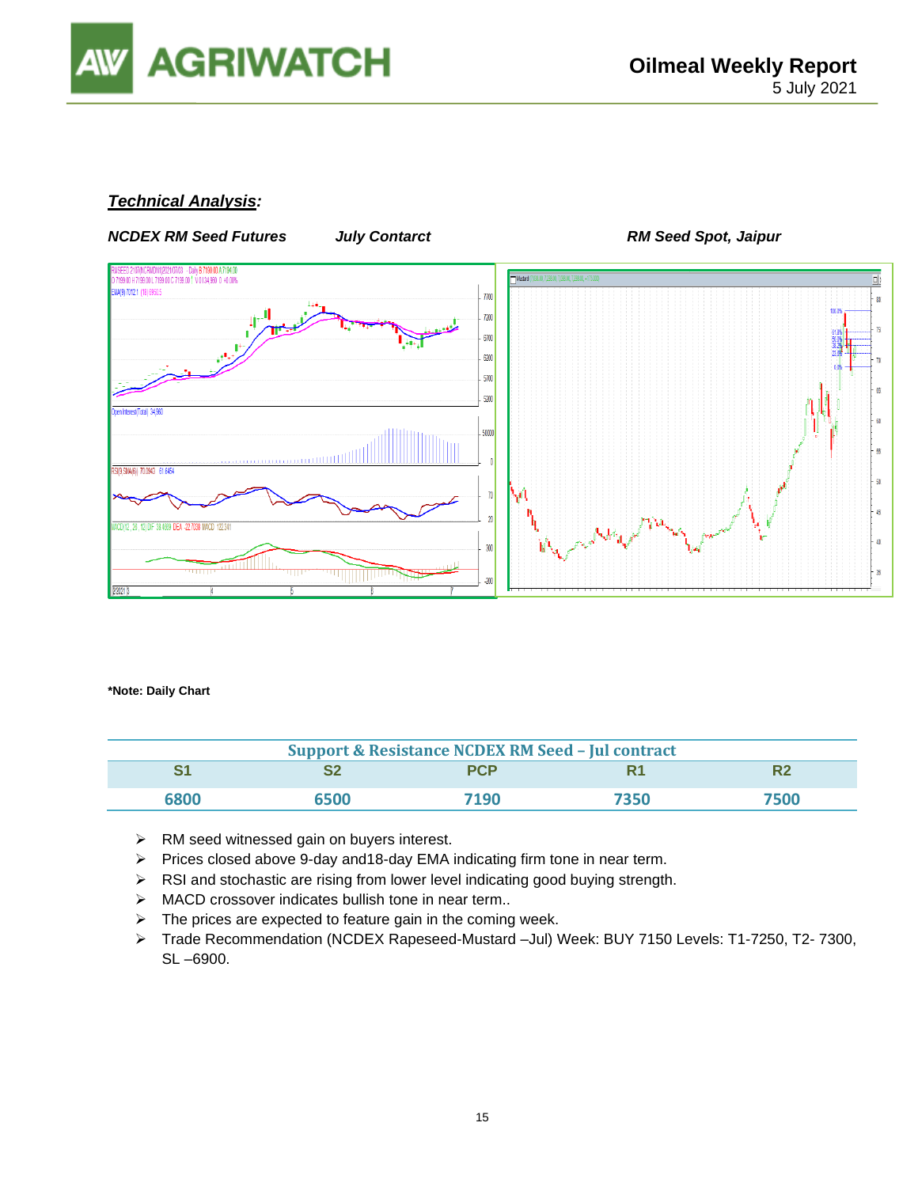***Technical Analysis:***

***NCDEX RM Seed Futures*** ***July Contarct*** ***RM Seed Spot, Jaipur***

**\*Note: Daily Chart**

| Support & Resistance NCDEX RM Seed – Jul contract | | | | |
|---|---|---|---|---|
| S1 | S2 | PCP | R1 | R2 |
| 6800 | 6500 | 7190 | 7350 | 7500 |

- RM seed witnessed gain on buyers interest.
- Prices closed above 9-day and18-day EMA indicating firm tone in near term.
- RSI and stochastic are rising from lower level indicating good buying strength.
- MACD crossover indicates bullish tone in near term..
- The prices are expected to feature gain in the coming week.
- Trade Recommendation (NCDEX Rapeseed-Mustard –Jul) Week: BUY 7150 Levels: T1-7250, T2- 7300, SL –6900.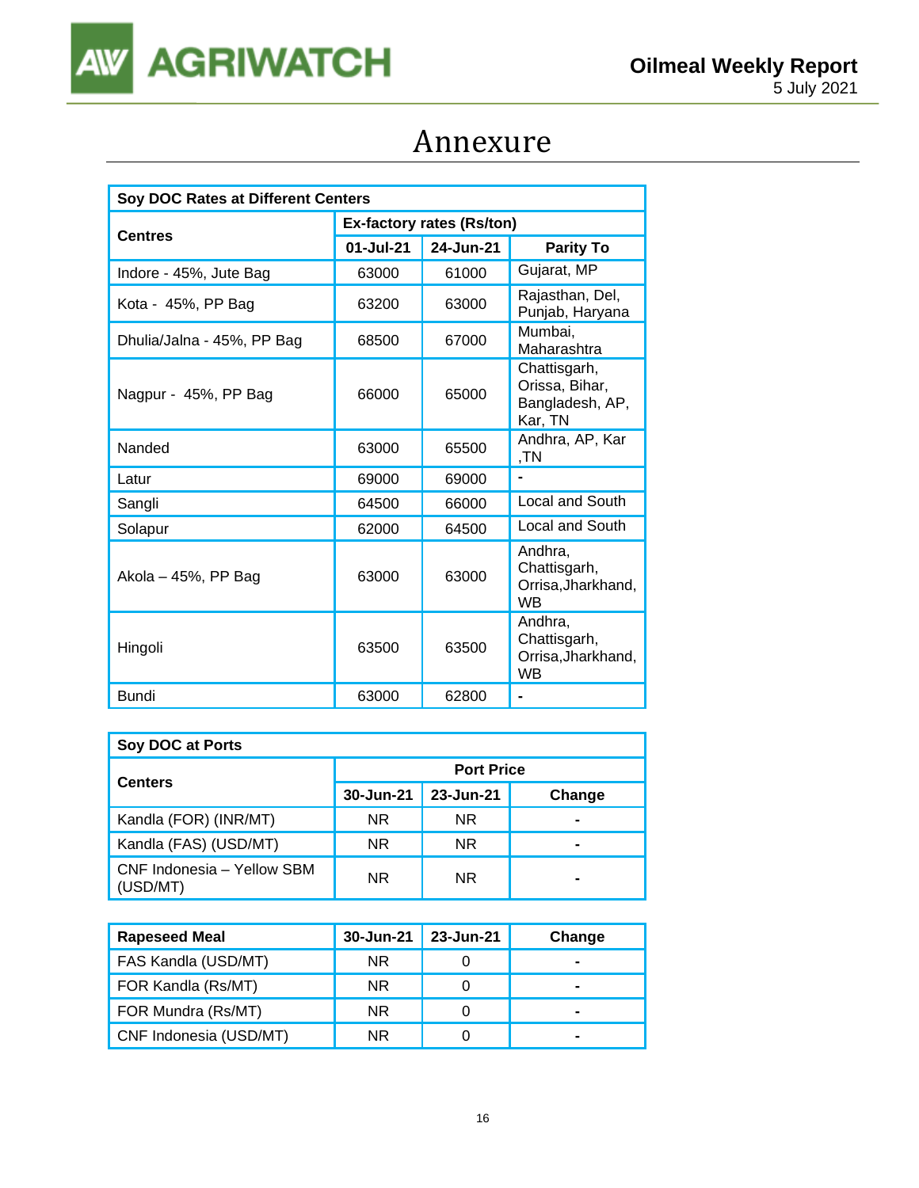# Annexure

| Soy DOC Rates at Different Centers | | | |
|---|---|---|---|
| **Centres** | **Ex-factory rates (Rs/ton)** | | |
| | **01-Jul-21** | **24-Jun-21** | **Parity To** |
| Indore - 45%, Jute Bag | 63000 | 61000 | Gujarat, MP |
| Kota - 45%, PP Bag | 63200 | 63000 | Rajasthan, Del, Punjab, Haryana |
| Dhulia/Jalna - 45%, PP Bag | 68500 | 67000 | Mumbai, Maharashtra |
| Nagpur - 45%, PP Bag | 66000 | 65000 | Chattisgarh, Orissa, Bihar, Bangladesh, AP, Kar, TN |
| Nanded | 63000 | 65500 | Andhra, AP, Kar ,TN |
| Latur | 69000 | 69000 | - |
| Sangli | 64500 | 66000 | Local and South |
| Solapur | 62000 | 64500 | Local and South |
| Akola – 45%, PP Bag | 63000 | 63000 | Andhra, Chattisgarh, Orrisa,Jharkhand, WB |
| Hingoli | 63500 | 63500 | Andhra, Chattisgarh, Orrisa,Jharkhand, WB |
| Bundi | 63000 | 62800 | - |

| Soy DOC at Ports | | | |
|---|---|---|---|
| **Centers** | **Port Price** | | |
| | **30-Jun-21** | **23-Jun-21** | **Change** |
| Kandla (FOR) (INR/MT) | NR | NR | - |
| Kandla (FAS) (USD/MT) | NR | NR | - |
| CNF Indonesia – Yellow SBM (USD/MT) | NR | NR | - |

| **Rapeseed Meal** | **30-Jun-21** | **23-Jun-21** | **Change** |
|---|---|---|---|
| FAS Kandla (USD/MT) | NR | 0 | - |
| FOR Kandla (Rs/MT) | NR | 0 | - |
| FOR Mundra (Rs/MT) | NR | 0 | - |
| CNF Indonesia (USD/MT) | NR | 0 | - |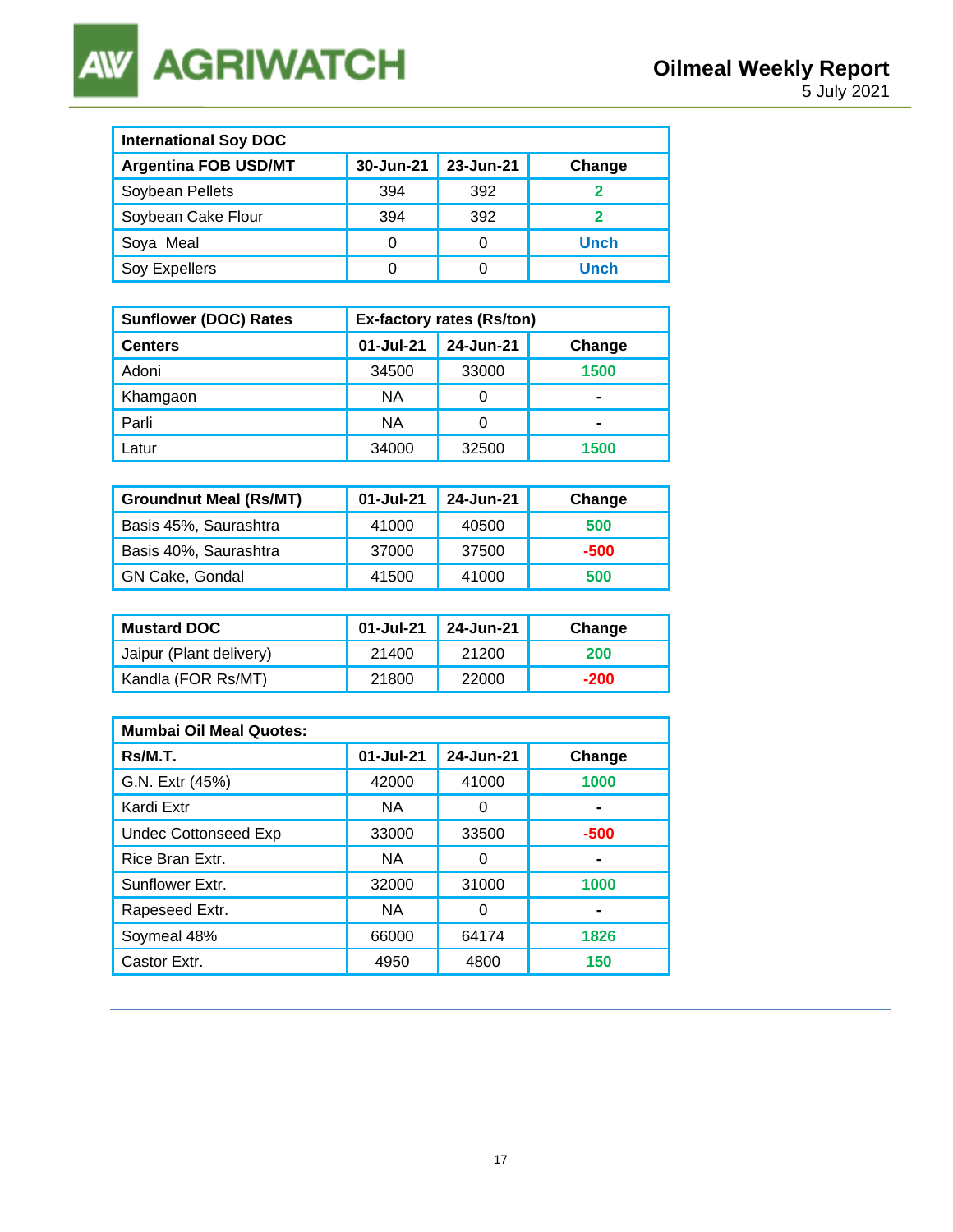| International Soy DOC | | | |
|---|---|---|---|
| **Argentina FOB USD/MT** | **30-Jun-21** | **23-Jun-21** | **Change** |
| Soybean Pellets | 394 | 392 | 2 |
| Soybean Cake Flour | 394 | 392 | 2 |
| Soya Meal | 0 | 0 | Unch |
| Soy Expellers | 0 | 0 | Unch |

| Sunflower (DOC) Rates | Ex-factory rates (Rs/ton) | | |
|---|---|---|---|
| **Centers** | **01-Jul-21** | **24-Jun-21** | **Change** |
| Adoni | 34500 | 33000 | 1500 |
| Khamgaon | NA | 0 | - |
| Parli | NA | 0 | - |
| Latur | 34000 | 32500 | 1500 |

| Groundnut Meal (Rs/MT) | 01-Jul-21 | 24-Jun-21 | Change |
|---|---|---|---|
| Basis 45%, Saurashtra | 41000 | 40500 | 500 |
| Basis 40%, Saurashtra | 37000 | 37500 | -500 |
| GN Cake, Gondal | 41500 | 41000 | 500 |

| Mustard DOC | 01-Jul-21 | 24-Jun-21 | Change |
|---|---|---|---|
| Jaipur (Plant delivery) | 21400 | 21200 | 200 |
| Kandla (FOR Rs/MT) | 21800 | 22000 | -200 |

| Mumbai Oil Meal Quotes: | | | |
|---|---|---|---|
| **Rs/M.T.** | **01-Jul-21** | **24-Jun-21** | **Change** |
| G.N. Extr (45%) | 42000 | 41000 | 1000 |
| Kardi Extr | NA | 0 | - |
| Undec Cottonseed Exp | 33000 | 33500 | -500 |
| Rice Bran Extr. | NA | 0 | - |
| Sunflower Extr. | 32000 | 31000 | 1000 |
| Rapeseed Extr. | NA | 0 | - |
| Soymeal 48% | 66000 | 64174 | 1826 |
| Castor Extr. | 4950 | 4800 | 150 |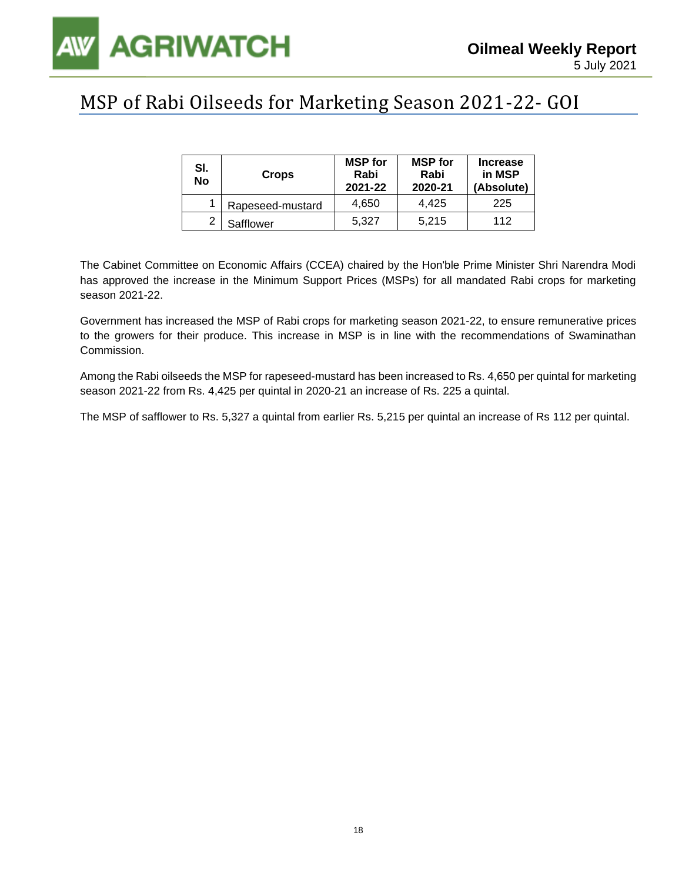# MSP of Rabi Oilseeds for Marketing Season 2021-22- GOI

| Sl. No | Crops | MSP for Rabi 2021-22 | MSP for Rabi 2020-21 | Increase in MSP (Absolute) |
|---|---|---|---|---|
| 1 | Rapeseed-mustard | 4,650 | 4,425 | 225 |
| 2 | Safflower | 5,327 | 5,215 | 112 |

The Cabinet Committee on Economic Affairs (CCEA) chaired by the Hon'ble Prime Minister Shri Narendra Modi has approved the increase in the Minimum Support Prices (MSPs) for all mandated Rabi crops for marketing season 2021-22.

Government has increased the MSP of Rabi crops for marketing season 2021-22, to ensure remunerative prices to the growers for their produce. This increase in MSP is in line with the recommendations of Swaminathan Commission.

Among the Rabi oilseeds the MSP for rapeseed-mustard has been increased to Rs. 4,650 per quintal for marketing season 2021-22 from Rs. 4,425 per quintal in 2020-21 an increase of Rs. 225 a quintal.

The MSP of safflower to Rs. 5,327 a quintal from earlier Rs. 5,215 per quintal an increase of Rs 112 per quintal.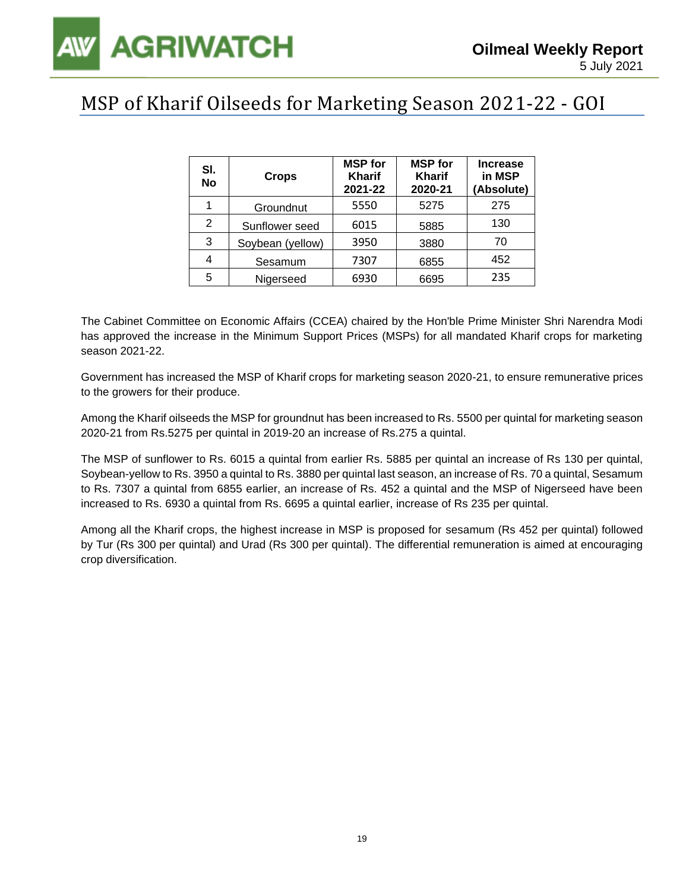# MSP of Kharif Oilseeds for Marketing Season 2021-22 - GOI

| Sl. No | Crops | MSP for Kharif 2021-22 | MSP for Kharif 2020-21 | Increase in MSP (Absolute) |
|---|---|---|---|---|
| 1 | Groundnut | 5550 | 5275 | 275 |
| 2 | Sunflower seed | 6015 | 5885 | 130 |
| 3 | Soybean (yellow) | 3950 | 3880 | 70 |
| 4 | Sesamum | 7307 | 6855 | 452 |
| 5 | Nigerseed | 6930 | 6695 | 235 |

The Cabinet Committee on Economic Affairs (CCEA) chaired by the Hon'ble Prime Minister Shri Narendra Modi has approved the increase in the Minimum Support Prices (MSPs) for all mandated Kharif crops for marketing season 2021-22.

Government has increased the MSP of Kharif crops for marketing season 2020-21, to ensure remunerative prices to the growers for their produce.

Among the Kharif oilseeds the MSP for groundnut has been increased to Rs. 5500 per quintal for marketing season 2020-21 from Rs.5275 per quintal in 2019-20 an increase of Rs.275 a quintal.

The MSP of sunflower to Rs. 6015 a quintal from earlier Rs. 5885 per quintal an increase of Rs 130 per quintal, Soybean-yellow to Rs. 3950 a quintal to Rs. 3880 per quintal last season, an increase of Rs. 70 a quintal, Sesamum to Rs. 7307 a quintal from 6855 earlier, an increase of Rs. 452 a quintal and the MSP of Nigerseed have been increased to Rs. 6930 a quintal from Rs. 6695 a quintal earlier, increase of Rs 235 per quintal.

Among all the Kharif crops, the highest increase in MSP is proposed for sesamum (Rs 452 per quintal) followed by Tur (Rs 300 per quintal) and Urad (Rs 300 per quintal). The differential remuneration is aimed at encouraging crop diversification.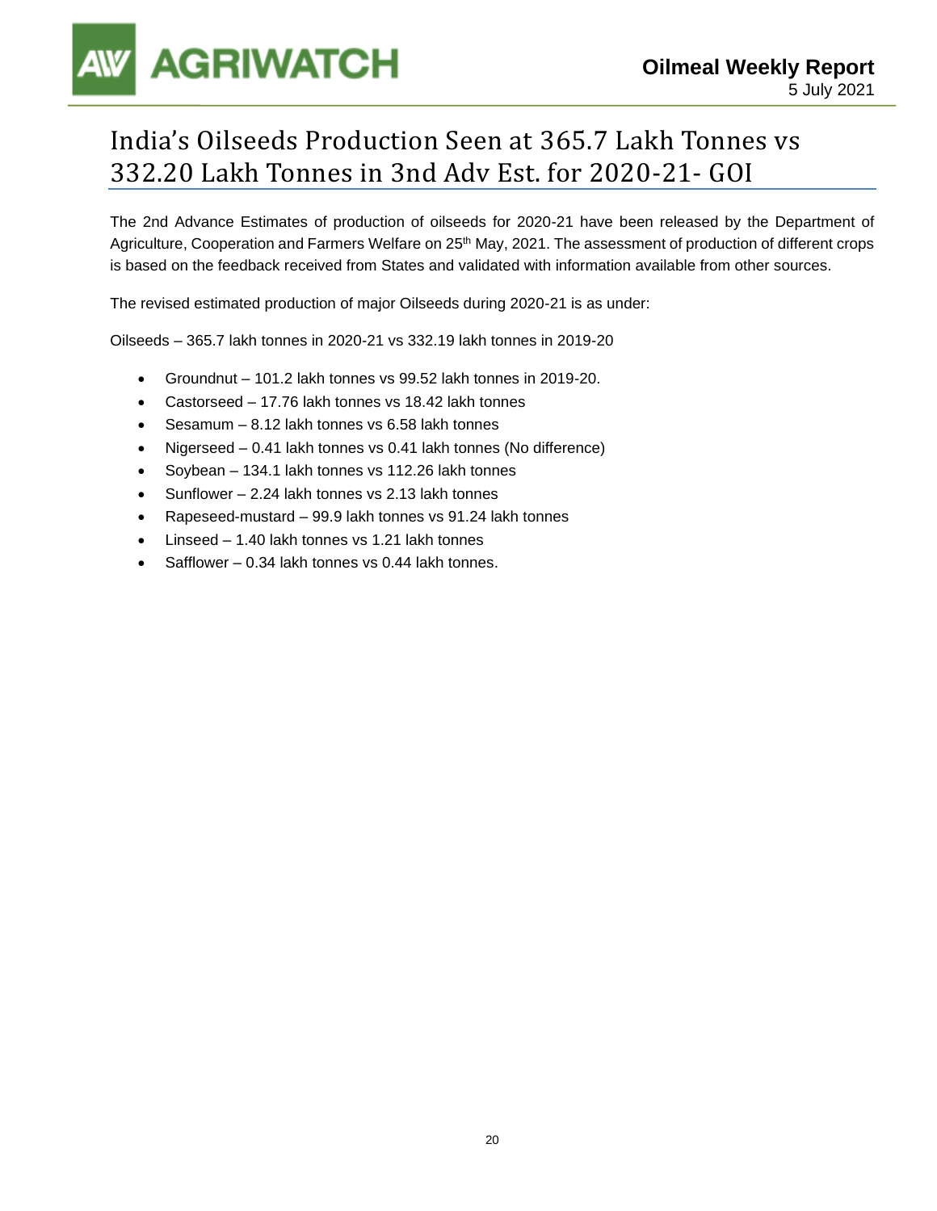# India's Oilseeds Production Seen at 365.7 Lakh Tonnes vs 332.20 Lakh Tonnes in 3nd Adv Est. for 2020-21- GOI

The 2nd Advance Estimates of production of oilseeds for 2020-21 have been released by the Department of Agriculture, Cooperation and Farmers Welfare on 25th May, 2021. The assessment of production of different crops is based on the feedback received from States and validated with information available from other sources.

The revised estimated production of major Oilseeds during 2020-21 is as under:

Oilseeds – 365.7 lakh tonnes in 2020-21 vs 332.19 lakh tonnes in 2019-20

- Groundnut – 101.2 lakh tonnes vs 99.52 lakh tonnes in 2019-20.
- Castorseed – 17.76 lakh tonnes vs 18.42 lakh tonnes
- Sesamum – 8.12 lakh tonnes vs 6.58 lakh tonnes
- Nigerseed – 0.41 lakh tonnes vs 0.41 lakh tonnes (No difference)
- Soybean – 134.1 lakh tonnes vs 112.26 lakh tonnes
- Sunflower – 2.24 lakh tonnes vs 2.13 lakh tonnes
- Rapeseed-mustard – 99.9 lakh tonnes vs 91.24 lakh tonnes
- Linseed – 1.40 lakh tonnes vs 1.21 lakh tonnes
- Safflower – 0.34 lakh tonnes vs 0.44 lakh tonnes.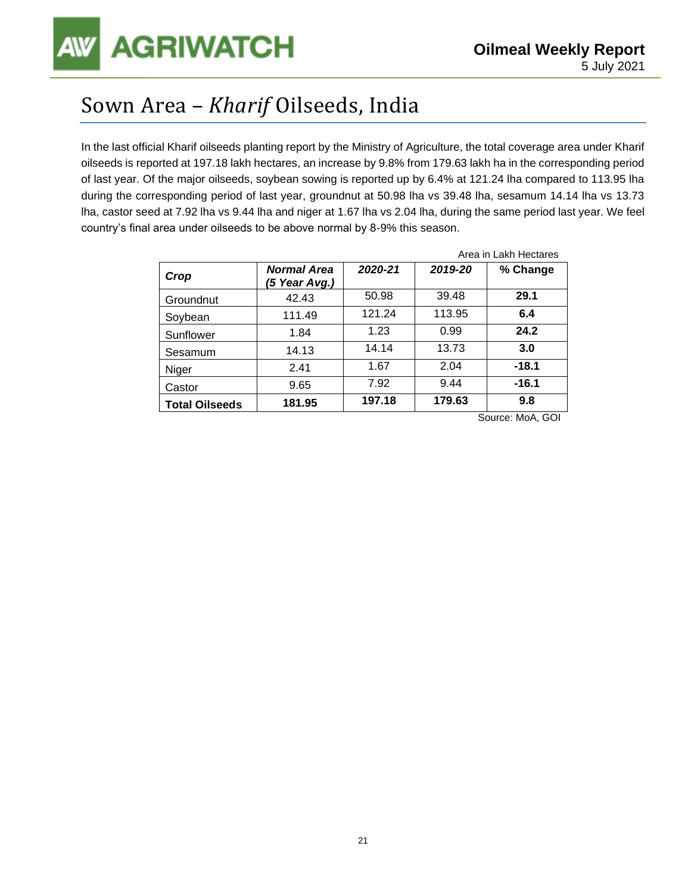# Sown Area – *Kharif* Oilseeds, India

In the last official Kharif oilseeds planting report by the Ministry of Agriculture, the total coverage area under Kharif oilseeds is reported at 197.18 lakh hectares, an increase by 9.8% from 179.63 lakh ha in the corresponding period of last year. Of the major oilseeds, soybean sowing is reported up by 6.4% at 121.24 lha compared to 113.95 lha during the corresponding period of last year, groundnut at 50.98 lha vs 39.48 lha, sesamum 14.14 lha vs 13.73 lha, castor seed at 7.92 lha vs 9.44 lha and niger at 1.67 lha vs 2.04 lha, during the same period last year. We feel country's final area under oilseeds to be above normal by 8-9% this season.

Area in Lakh Hectares

| *Crop* | *Normal Area (5 Year Avg.)* | *2020-21* | *2019-20* | % Change |
|---|---|---|---|---|
| Groundnut | 42.43 | 50.98 | 39.48 | **29.1** |
| Soybean | 111.49 | 121.24 | 113.95 | **6.4** |
| Sunflower | 1.84 | 1.23 | 0.99 | **24.2** |
| Sesamum | 14.13 | 14.14 | 13.73 | **3.0** |
| Niger | 2.41 | 1.67 | 2.04 | **-18.1** |
| Castor | 9.65 | 7.92 | 9.44 | **-16.1** |
| **Total Oilseeds** | **181.95** | **197.18** | **179.63** | **9.8** |

Source: MoA, GOI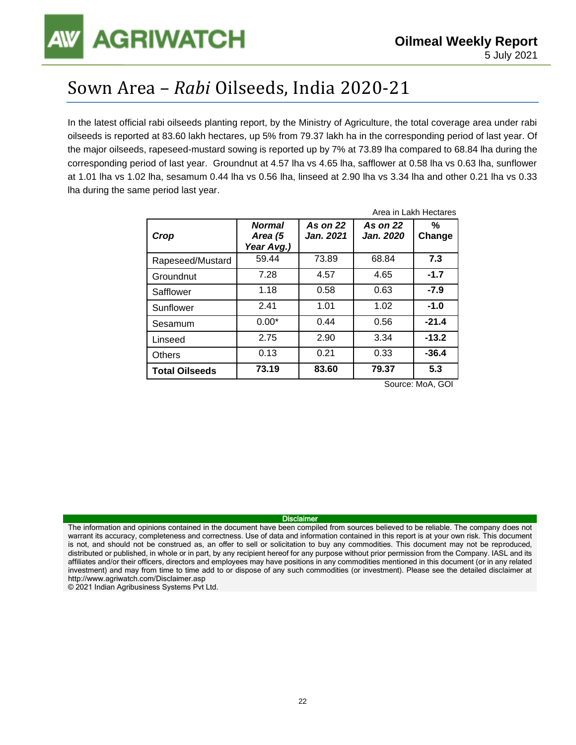# Sown Area – *Rabi* Oilseeds, India 2020-21

In the latest official rabi oilseeds planting report, by the Ministry of Agriculture, the total coverage area under rabi oilseeds is reported at 83.60 lakh hectares, up 5% from 79.37 lakh ha in the corresponding period of last year. Of the major oilseeds, rapeseed-mustard sowing is reported up by 7% at 73.89 lha compared to 68.84 lha during the corresponding period of last year. Groundnut at 4.57 lha vs 4.65 lha, safflower at 0.58 lha vs 0.63 lha, sunflower at 1.01 lha vs 1.02 lha, sesamum 0.44 lha vs 0.56 lha, linseed at 2.90 lha vs 3.34 lha and other 0.21 lha vs 0.33 lha during the same period last year.

Area in Lakh Hectares

| ***Crop*** | ***Normal Area (5 Year Avg.)*** | ***As on 22 Jan. 2021*** | ***As on 22 Jan. 2020*** | **% Change** |
|---|---|---|---|---|
| Rapeseed/Mustard | 59.44 | 73.89 | 68.84 | **7.3** |
| Groundnut | 7.28 | 4.57 | 4.65 | **-1.7** |
| Safflower | 1.18 | 0.58 | 0.63 | **-7.9** |
| Sunflower | 2.41 | 1.01 | 1.02 | **-1.0** |
| Sesamum | 0.00* | 0.44 | 0.56 | **-21.4** |
| Linseed | 2.75 | 2.90 | 3.34 | **-13.2** |
| Others | 0.13 | 0.21 | 0.33 | **-36.4** |
| **Total Oilseeds** | **73.19** | **83.60** | **79.37** | **5.3** |

Source: MoA, GOI

**Disclaimer**

The information and opinions contained in the document have been compiled from sources believed to be reliable. The company does not warrant its accuracy, completeness and correctness. Use of data and information contained in this report is at your own risk. This document is not, and should not be construed as, an offer to sell or solicitation to buy any commodities. This document may not be reproduced, distributed or published, in whole or in part, by any recipient hereof for any purpose without prior permission from the Company. IASL and its affiliates and/or their officers, directors and employees may have positions in any commodities mentioned in this document (or in any related investment) and may from time to time add to or dispose of any such commodities (or investment). Please see the detailed disclaimer at http://www.agriwatch.com/Disclaimer.asp

© 2021 Indian Agribusiness Systems Pvt Ltd.